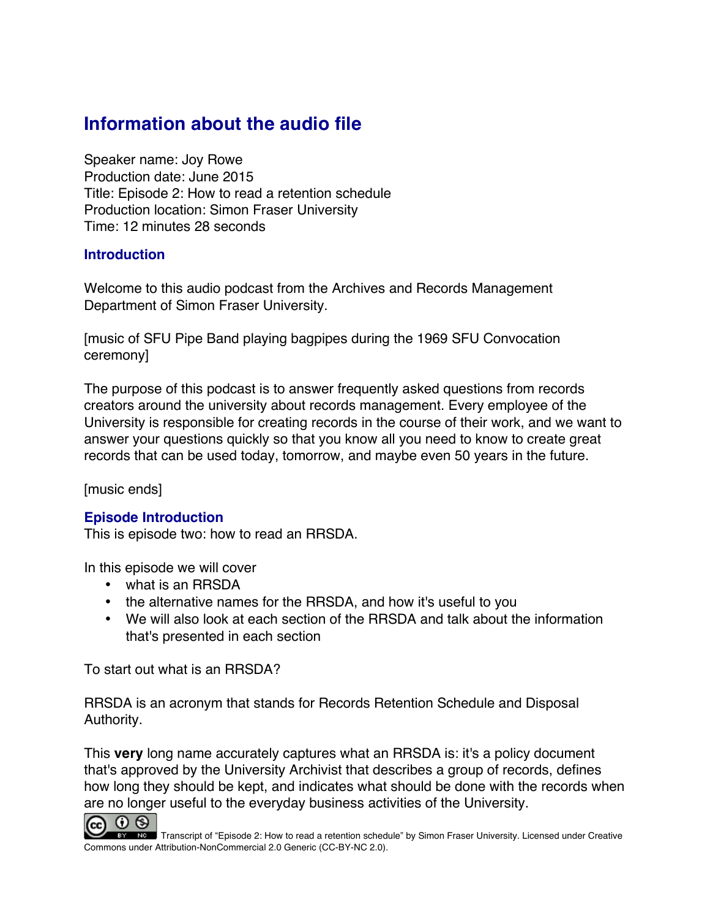# Information about the audio file

Speaker name: Joy Rowe
Production date: June 2015
Title: Episode 2: How to read a retention schedule
Production location: Simon Fraser University
Time: 12 minutes 28 seconds

## Introduction

Welcome to this audio podcast from the Archives and Records Management Department of Simon Fraser University.

[music of SFU Pipe Band playing bagpipes during the 1969 SFU Convocation ceremony]

The purpose of this podcast is to answer frequently asked questions from records creators around the university about records management. Every employee of the University is responsible for creating records in the course of their work, and we want to answer your questions quickly so that you know all you need to know to create great records that can be used today, tomorrow, and maybe even 50 years in the future.

[music ends]

## Episode Introduction

This is episode two: how to read an RRSDA.

In this episode we will cover

- what is an RRSDA
- the alternative names for the RRSDA, and how it's useful to you
- We will also look at each section of the RRSDA and talk about the information that's presented in each section

To start out what is an RRSDA?

RRSDA is an acronym that stands for Records Retention Schedule and Disposal Authority.

This **very** long name accurately captures what an RRSDA is: it's a policy document that's approved by the University Archivist that describes a group of records, defines how long they should be kept, and indicates what should be done with the records when are no longer useful to the everyday business activities of the University.

Transcript of "Episode 2: How to read a retention schedule" by Simon Fraser University. Licensed under Creative Commons under Attribution-NonCommercial 2.0 Generic (CC-BY-NC 2.0).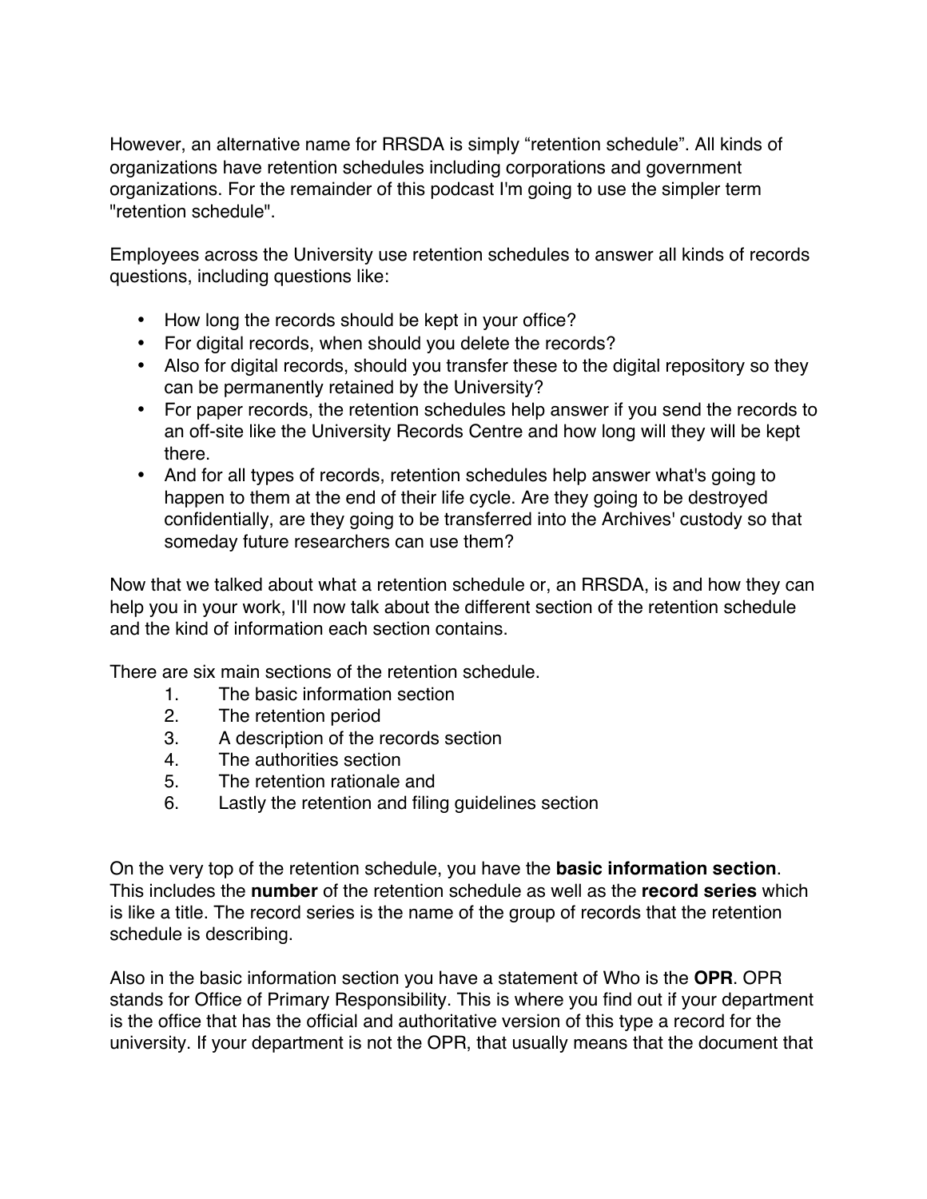However, an alternative name for RRSDA is simply “retention schedule”. All kinds of organizations have retention schedules including corporations and government organizations. For the remainder of this podcast I'm going to use the simpler term "retention schedule".

Employees across the University use retention schedules to answer all kinds of records questions, including questions like:

- How long the records should be kept in your office?
- For digital records, when should you delete the records?
- Also for digital records, should you transfer these to the digital repository so they can be permanently retained by the University?
- For paper records, the retention schedules help answer if you send the records to an off-site like the University Records Centre and how long will they will be kept there.
- And for all types of records, retention schedules help answer what's going to happen to them at the end of their life cycle. Are they going to be destroyed confidentially, are they going to be transferred into the Archives' custody so that someday future researchers can use them?

Now that we talked about what a retention schedule or, an RRSDA, is and how they can help you in your work, I'll now talk about the different section of the retention schedule and the kind of information each section contains.

There are six main sections of the retention schedule.

1. The basic information section
2. The retention period
3. A description of the records section
4. The authorities section
5. The retention rationale and
6. Lastly the retention and filing guidelines section

On the very top of the retention schedule, you have the **basic information section**. This includes the **number** of the retention schedule as well as the **record series** which is like a title. The record series is the name of the group of records that the retention schedule is describing.

Also in the basic information section you have a statement of Who is the **OPR**. OPR stands for Office of Primary Responsibility. This is where you find out if your department is the office that has the official and authoritative version of this type a record for the university. If your department is not the OPR, that usually means that the document that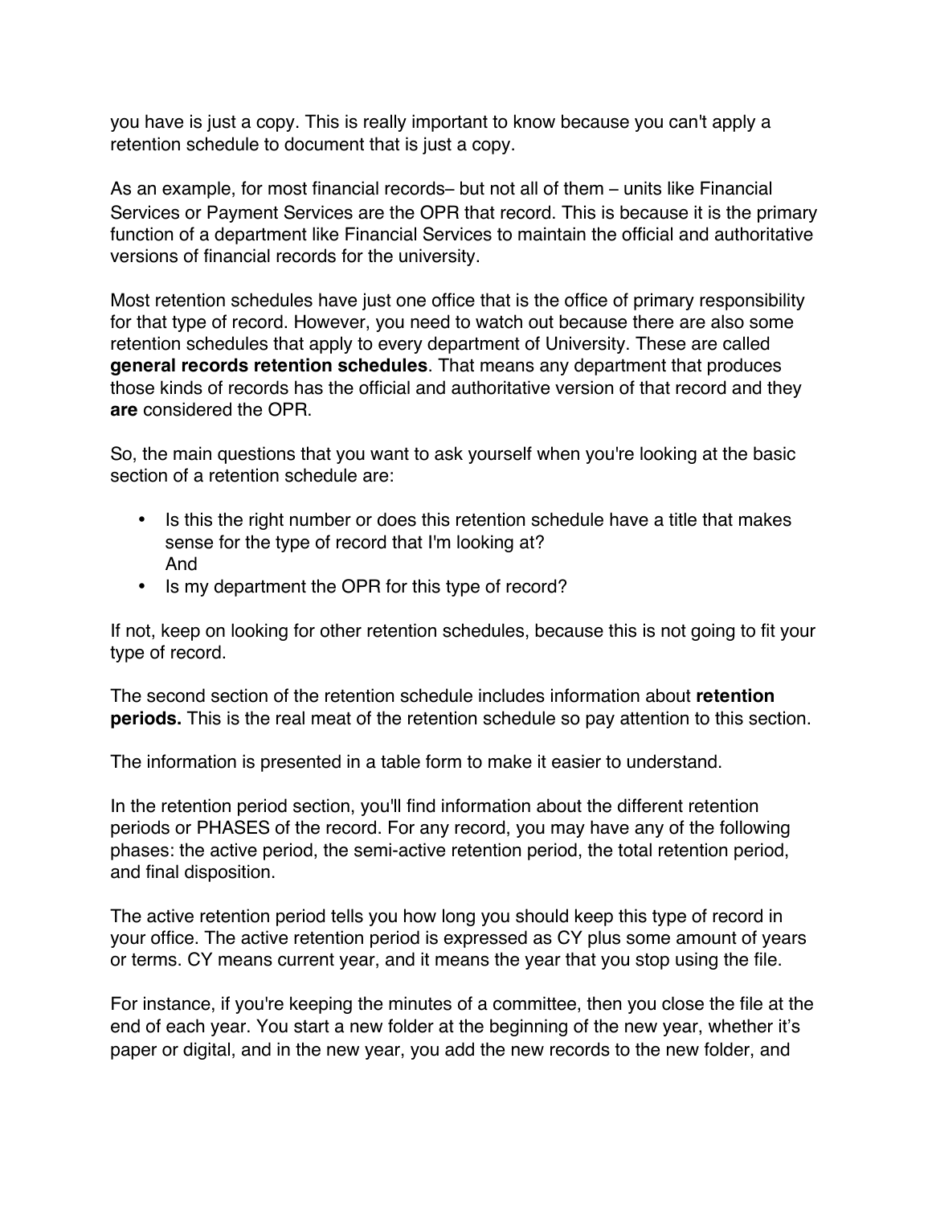you have is just a copy. This is really important to know because you can't apply a retention schedule to document that is just a copy.

As an example, for most financial records– but not all of them – units like Financial Services or Payment Services are the OPR that record. This is because it is the primary function of a department like Financial Services to maintain the official and authoritative versions of financial records for the university.

Most retention schedules have just one office that is the office of primary responsibility for that type of record. However, you need to watch out because there are also some retention schedules that apply to every department of University. These are called **general records retention schedules**. That means any department that produces those kinds of records has the official and authoritative version of that record and they **are** considered the OPR.

So, the main questions that you want to ask yourself when you're looking at the basic section of a retention schedule are:

- Is this the right number or does this retention schedule have a title that makes sense for the type of record that I'm looking at?
  And
- Is my department the OPR for this type of record?

If not, keep on looking for other retention schedules, because this is not going to fit your type of record.

The second section of the retention schedule includes information about **retention periods.** This is the real meat of the retention schedule so pay attention to this section.

The information is presented in a table form to make it easier to understand.

In the retention period section, you'll find information about the different retention periods or PHASES of the record. For any record, you may have any of the following phases: the active period, the semi-active retention period, the total retention period, and final disposition.

The active retention period tells you how long you should keep this type of record in your office. The active retention period is expressed as CY plus some amount of years or terms. CY means current year, and it means the year that you stop using the file.

For instance, if you're keeping the minutes of a committee, then you close the file at the end of each year. You start a new folder at the beginning of the new year, whether it's paper or digital, and in the new year, you add the new records to the new folder, and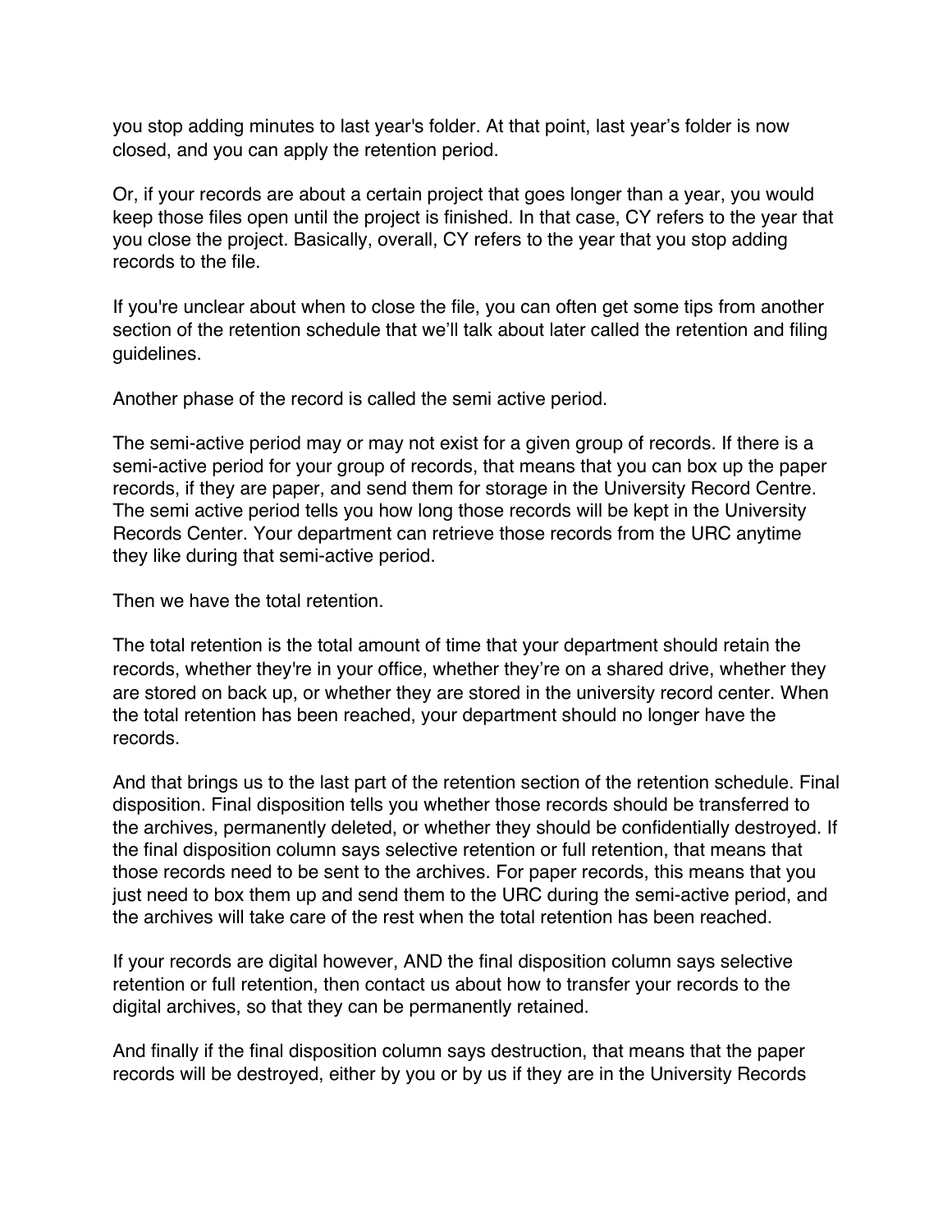you stop adding minutes to last year's folder. At that point, last year's folder is now closed, and you can apply the retention period.

Or, if your records are about a certain project that goes longer than a year, you would keep those files open until the project is finished. In that case, CY refers to the year that you close the project. Basically, overall, CY refers to the year that you stop adding records to the file.

If you're unclear about when to close the file, you can often get some tips from another section of the retention schedule that we'll talk about later called the retention and filing guidelines.

Another phase of the record is called the semi active period.

The semi-active period may or may not exist for a given group of records. If there is a semi-active period for your group of records, that means that you can box up the paper records, if they are paper, and send them for storage in the University Record Centre. The semi active period tells you how long those records will be kept in the University Records Center. Your department can retrieve those records from the URC anytime they like during that semi-active period.

Then we have the total retention.

The total retention is the total amount of time that your department should retain the records, whether they're in your office, whether they're on a shared drive, whether they are stored on back up, or whether they are stored in the university record center. When the total retention has been reached, your department should no longer have the records.

And that brings us to the last part of the retention section of the retention schedule. Final disposition. Final disposition tells you whether those records should be transferred to the archives, permanently deleted, or whether they should be confidentially destroyed. If the final disposition column says selective retention or full retention, that means that those records need to be sent to the archives. For paper records, this means that you just need to box them up and send them to the URC during the semi-active period, and the archives will take care of the rest when the total retention has been reached.

If your records are digital however, AND the final disposition column says selective retention or full retention, then contact us about how to transfer your records to the digital archives, so that they can be permanently retained.

And finally if the final disposition column says destruction, that means that the paper records will be destroyed, either by you or by us if they are in the University Records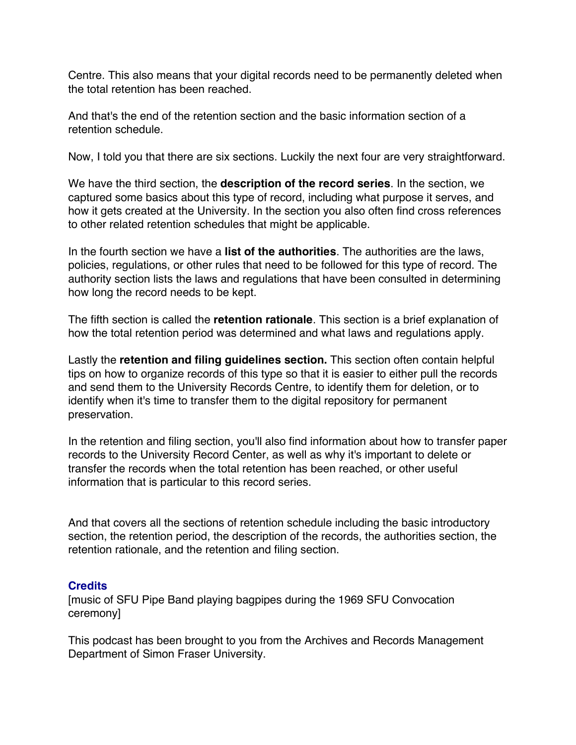Centre. This also means that your digital records need to be permanently deleted when the total retention has been reached.

And that's the end of the retention section and the basic information section of a retention schedule.

Now, I told you that there are six sections. Luckily the next four are very straightforward.

We have the third section, the **description of the record series**. In the section, we captured some basics about this type of record, including what purpose it serves, and how it gets created at the University. In the section you also often find cross references to other related retention schedules that might be applicable.

In the fourth section we have a **list of the authorities**. The authorities are the laws, policies, regulations, or other rules that need to be followed for this type of record. The authority section lists the laws and regulations that have been consulted in determining how long the record needs to be kept.

The fifth section is called the **retention rationale**. This section is a brief explanation of how the total retention period was determined and what laws and regulations apply.

Lastly the **retention and filing guidelines section.** This section often contain helpful tips on how to organize records of this type so that it is easier to either pull the records and send them to the University Records Centre, to identify them for deletion, or to identify when it's time to transfer them to the digital repository for permanent preservation.

In the retention and filing section, you'll also find information about how to transfer paper records to the University Record Center, as well as why it's important to delete or transfer the records when the total retention has been reached, or other useful information that is particular to this record series.

And that covers all the sections of retention schedule including the basic introductory section, the retention period, the description of the records, the authorities section, the retention rationale, and the retention and filing section.

### Credits

[music of SFU Pipe Band playing bagpipes during the 1969 SFU Convocation ceremony]

This podcast has been brought to you from the Archives and Records Management Department of Simon Fraser University.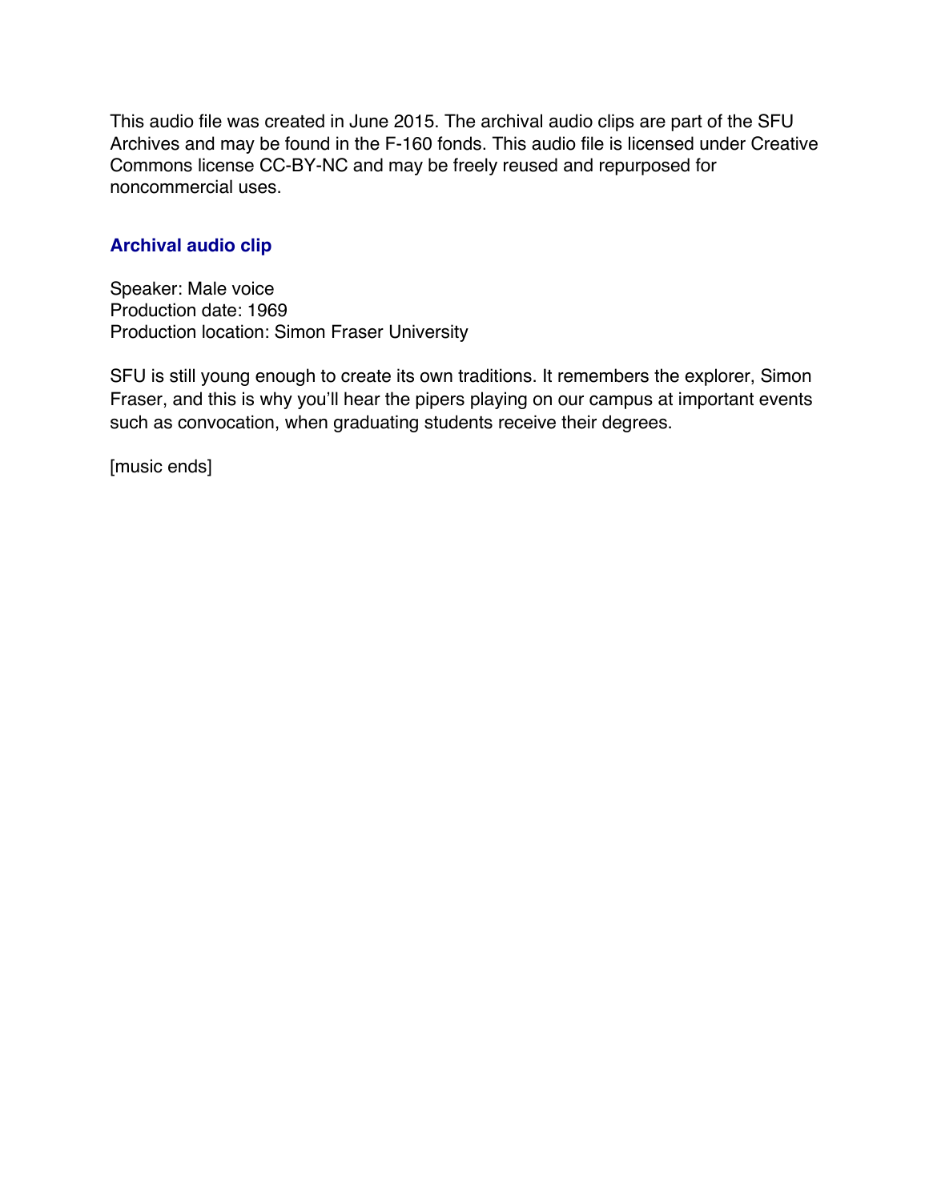This audio file was created in June 2015. The archival audio clips are part of the SFU Archives and may be found in the F-160 fonds. This audio file is licensed under Creative Commons license CC-BY-NC and may be freely reused and repurposed for noncommercial uses.

### Archival audio clip

Speaker: Male voice
Production date: 1969
Production location: Simon Fraser University

SFU is still young enough to create its own traditions. It remembers the explorer, Simon Fraser, and this is why you'll hear the pipers playing on our campus at important events such as convocation, when graduating students receive their degrees.

[music ends]